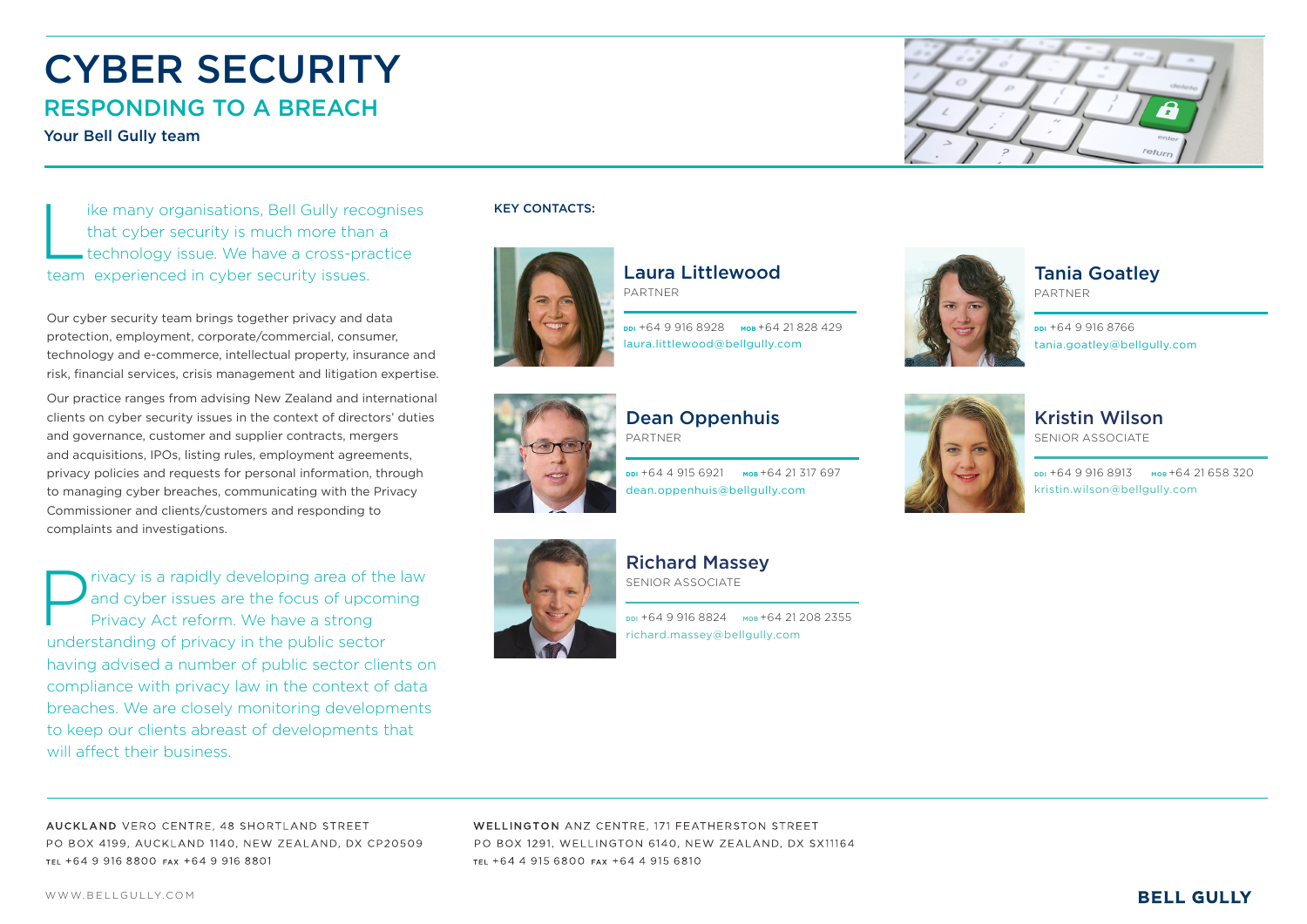# CYBER SECURITY

## RESPONDING TO A BREACH

**Your Bell Gully team**

Like many organisations, Bell Gully recognises that cyber security is much more than a technology issue. We have a cross-practice team experienced in cyber security issues.

Our cyber security team brings together privacy and data protection, employment, corporate/commercial, consumer, technology and e-commerce, intellectual property, insurance and risk, financial services, crisis management and litigation expertise.

Our practice ranges from advising New Zealand and international clients on cyber security issues in the context of directors' duties and governance, customer and supplier contracts, mergers and acquisitions, IPOs, listing rules, employment agreements, privacy policies and requests for personal information, through to managing cyber breaches, communicating with the Privacy Commissioner and clients/customers and responding to complaints and investigations.

Privacy is a rapidly developing area of the law and cyber issues are the focus of upcoming Privacy Act reform. We have a strong understanding of privacy in the public sector having advised a number of public sector clients on compliance with privacy law in the context of data breaches. We are closely monitoring developments to keep our clients abreast of developments that will affect their business.

**KEY CONTACTS:**

### Laura Littlewood
PARTNER

DDI +64 9 916 8928 MOB +64 21 828 429
laura.littlewood@bellgully.com

### Tania Goatley
PARTNER

DDI +64 9 916 8766
tania.goatley@bellgully.com

### Dean Oppenhuis
PARTNER

DDI +64 4 915 6921 MOB +64 21 317 697
dean.oppenhuis@bellgully.com

### Kristin Wilson
SENIOR ASSOCIATE

DDI +64 9 916 8913 MOB +64 21 658 320
kristin.wilson@bellgully.com

### Richard Massey
SENIOR ASSOCIATE

DDI +64 9 916 8824 MOB +64 21 208 2355
richard.massey@bellgully.com

**AUCKLAND** VERO CENTRE, 48 SHORTLAND STREET
PO BOX 4199, AUCKLAND 1140, NEW ZEALAND, DX CP20509
TEL +64 9 916 8800 FAX +64 9 916 8801

**WELLINGTON** ANZ CENTRE, 171 FEATHERSTON STREET
PO BOX 1291, WELLINGTON 6140, NEW ZEALAND, DX SX11164
TEL +64 4 915 6800 FAX +64 4 915 6810

WWW.BELLGULLY.COM

**BELL GULLY**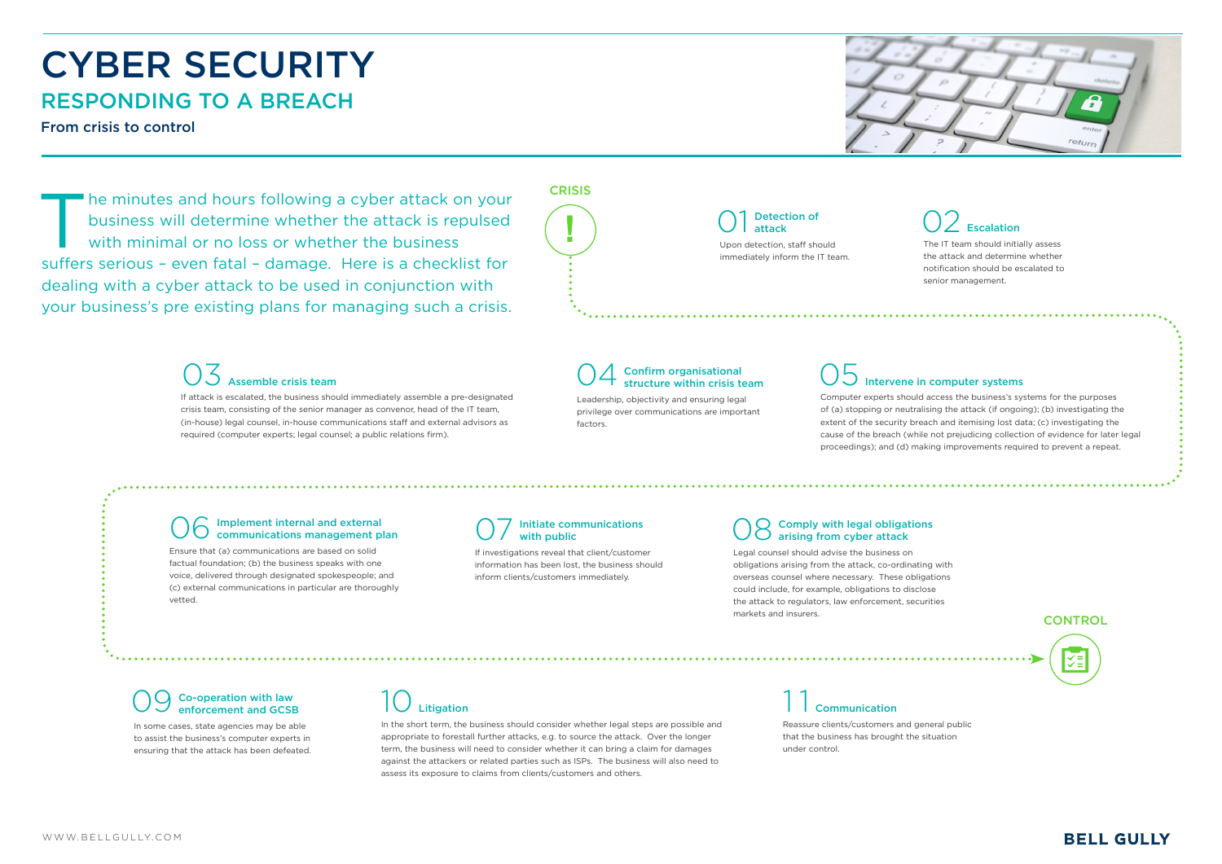# CYBER SECURITY

## RESPONDING TO A BREACH

**From crisis to control**

The minutes and hours following a cyber attack on your business will determine whether the attack is repulsed with minimal or no loss or whether the business suffers serious – even fatal – damage. Here is a checklist for dealing with a cyber attack to be used in conjunction with your business's pre existing plans for managing such a crisis.

CRISIS

### 01 Detection of attack

Upon detection, staff should immediately inform the IT team.

### 02 Escalation

The IT team should initially assess the attack and determine whether notification should be escalated to senior management.

### 03 Assemble crisis team

If attack is escalated, the business should immediately assemble a pre-designated crisis team, consisting of the senior manager as convenor, head of the IT team, (in-house) legal counsel, in-house communications staff and external advisors as required (computer experts; legal counsel; a public relations firm).

### 04 Confirm organisational structure within crisis team

Leadership, objectivity and ensuring legal privilege over communications are important factors.

### 05 Intervene in computer systems

Computer experts should access the business's systems for the purposes of (a) stopping or neutralising the attack (if ongoing); (b) investigating the extent of the security breach and itemising lost data; (c) investigating the cause of the breach (while not prejudicing collection of evidence for later legal proceedings); and (d) making improvements required to prevent a repeat.

### 06 Implement internal and external communications management plan

Ensure that (a) communications are based on solid factual foundation; (b) the business speaks with one voice, delivered through designated spokespeople; and (c) external communications in particular are thoroughly vetted.

### 07 Initiate communications with public

If investigations reveal that client/customer information has been lost, the business should inform clients/customers immediately.

### 08 Comply with legal obligations arising from cyber attack

Legal counsel should advise the business on obligations arising from the attack, co-ordinating with overseas counsel where necessary. These obligations could include, for example, obligations to disclose the attack to regulators, law enforcement, securities markets and insurers.

CONTROL

### 09 Co-operation with law enforcement and GCSB

In some cases, state agencies may be able to assist the business's computer experts in ensuring that the attack has been defeated.

### 10 Litigation

In the short term, the business should consider whether legal steps are possible and appropriate to forestall further attacks, e.g. to source the attack. Over the longer term, the business will need to consider whether it can bring a claim for damages against the attackers or related parties such as ISPs. The business will also need to assess its exposure to claims from clients/customers and others.

### 11 Communication

Reassure clients/customers and general public that the business has brought the situation under control.

WWW.BELLGULLY.COM

**BELL GULLY**